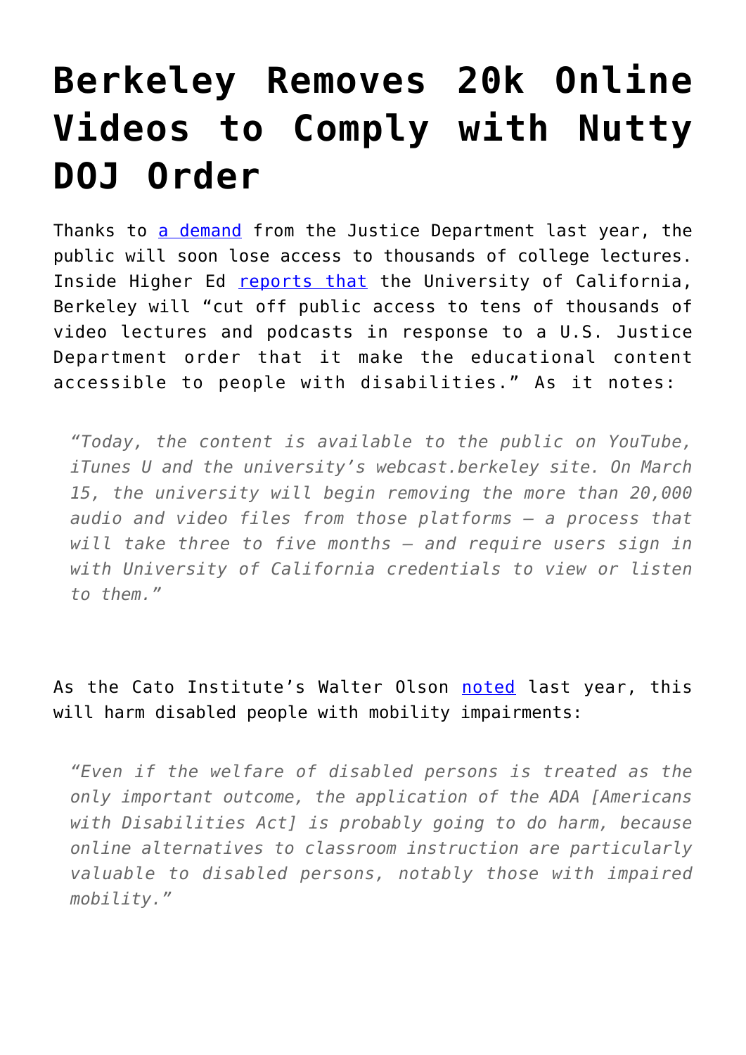# Berkeley Removes 20k Online Videos to Comply with Nutty DOJ Order

Thanks to a demand from the Justice Department last year, the public will soon lose access to thousands of college lectures. Inside Higher Ed reports that the University of California, Berkeley will "cut off public access to tens of thousands of video lectures and podcasts in response to a U.S. Justice Department order that it make the educational content accessible to people with disabilities." As it notes:

> *"Today, the content is available to the public on YouTube, iTunes U and the university's webcast.berkeley site. On March 15, the university will begin removing the more than 20,000 audio and video files from those platforms — a process that will take three to five months — and require users sign in with University of California credentials to view or listen to them."*

As the Cato Institute's Walter Olson noted last year, this will harm disabled people with mobility impairments:

> *"Even if the welfare of disabled persons is treated as the only important outcome, the application of the ADA [Americans with Disabilities Act] is probably going to do harm, because online alternatives to classroom instruction are particularly valuable to disabled persons, notably those with impaired mobility."*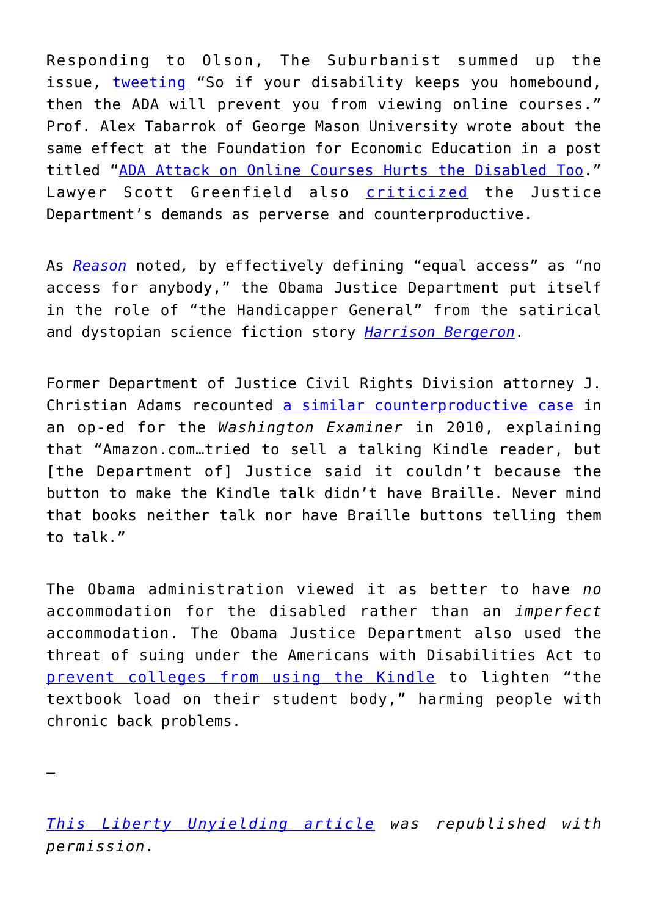Responding to Olson, The Suburbanist summed up the issue, tweeting "So if your disability keeps you homebound, then the ADA will prevent you from viewing online courses." Prof. Alex Tabarrok of George Mason University wrote about the same effect at the Foundation for Economic Education in a post titled "ADA Attack on Online Courses Hurts the Disabled Too." Lawyer Scott Greenfield also criticized the Justice Department's demands as perverse and counterproductive.

As *Reason* noted, by effectively defining "equal access" as "no access for anybody," the Obama Justice Department put itself in the role of "the Handicapper General" from the satirical and dystopian science fiction story *Harrison Bergeron*.

Former Department of Justice Civil Rights Division attorney J. Christian Adams recounted a similar counterproductive case in an op-ed for the *Washington Examiner* in 2010, explaining that "Amazon.com…tried to sell a talking Kindle reader, but [the Department of] Justice said it couldn't because the button to make the Kindle talk didn't have Braille. Never mind that books neither talk nor have Braille buttons telling them to talk."

The Obama administration viewed it as better to have *no* accommodation for the disabled rather than an *imperfect* accommodation. The Obama Justice Department also used the threat of suing under the Americans with Disabilities Act to prevent colleges from using the Kindle to lighten "the textbook load on their student body," harming people with chronic back problems.

—

*This Liberty Unyielding article was republished with permission.*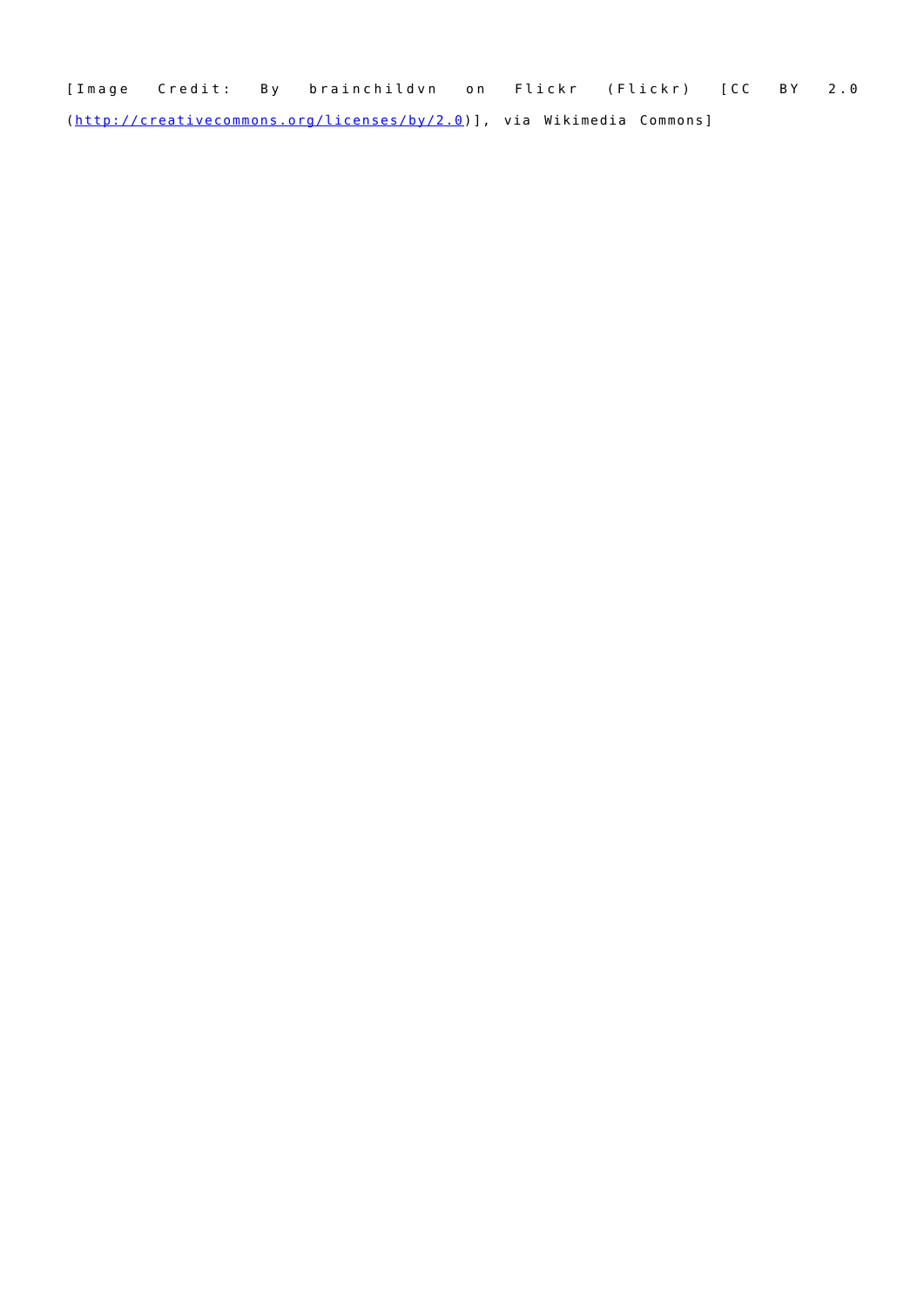[Image Credit: By brainchildvn on Flickr (Flickr) [CC BY 2.0 (http://creativecommons.org/licenses/by/2.0)], via Wikimedia Commons]